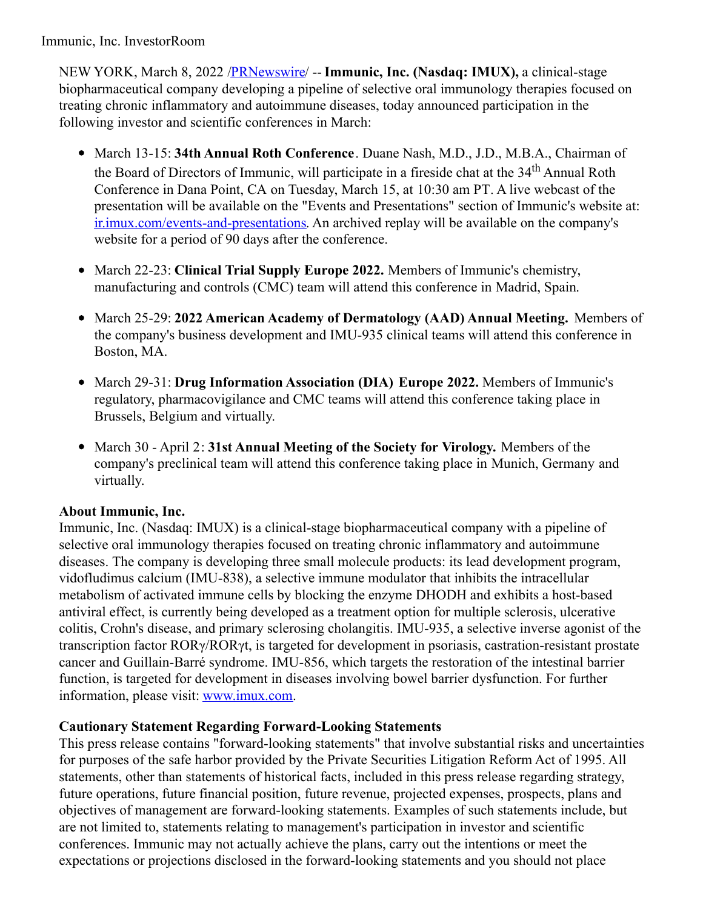Immunic, Inc. InvestorRoom

NEW YORK, March 8, 2022 /[PRNewswire](http://www.prnewswire.com/)/ -- **Immunic, Inc. (Nasdaq: IMUX),** a clinical-stage biopharmaceutical company developing a pipeline of selective oral immunology therapies focused on treating chronic inflammatory and autoimmune diseases, today announced participation in the following investor and scientific conferences in March:

- March 13-15: **34th Annual Roth Conference**. Duane Nash, M.D., J.D., M.B.A., Chairman of the Board of Directors of Immunic, will participate in a fireside chat at the 34th Annual Roth Conference in Dana Point, CA on Tuesday, March 15, at 10:30 am PT. A live webcast of the presentation will be available on the "Events and Presentations" section of Immunic's website at: ir.imux.com/events-and-presentations. An archived replay will be available on the company's website for a period of 90 days after the conference.
- March 22-23: **Clinical Trial Supply Europe 2022.** Members of Immunic's chemistry, manufacturing and controls (CMC) team will attend this conference in Madrid, Spain.
- March 25-29: **2022 American Academy of Dermatology (AAD) Annual Meeting.** Members of the company's business development and IMU-935 clinical teams will attend this conference in Boston, MA.
- March 29-31: **Drug Information Association (DIA) Europe 2022.** Members of Immunic's regulatory, pharmacovigilance and CMC teams will attend this conference taking place in Brussels, Belgium and virtually.
- March 30 - April 2: **31st Annual Meeting of the Society for Virology.** Members of the company's preclinical team will attend this conference taking place in Munich, Germany and virtually.

**About Immunic, Inc.**

Immunic, Inc. (Nasdaq: IMUX) is a clinical-stage biopharmaceutical company with a pipeline of selective oral immunology therapies focused on treating chronic inflammatory and autoimmune diseases. The company is developing three small molecule products: its lead development program, vidofludimus calcium (IMU-838), a selective immune modulator that inhibits the intracellular metabolism of activated immune cells by blocking the enzyme DHODH and exhibits a host-based antiviral effect, is currently being developed as a treatment option for multiple sclerosis, ulcerative colitis, Crohn's disease, and primary sclerosing cholangitis. IMU-935, a selective inverse agonist of the transcription factor RORγ/RORγt, is targeted for development in psoriasis, castration-resistant prostate cancer and Guillain-Barré syndrome. IMU-856, which targets the restoration of the intestinal barrier function, is targeted for development in diseases involving bowel barrier dysfunction. For further information, please visit: www.imux.com.

**Cautionary Statement Regarding Forward-Looking Statements**

This press release contains "forward-looking statements" that involve substantial risks and uncertainties for purposes of the safe harbor provided by the Private Securities Litigation Reform Act of 1995. All statements, other than statements of historical facts, included in this press release regarding strategy, future operations, future financial position, future revenue, projected expenses, prospects, plans and objectives of management are forward-looking statements. Examples of such statements include, but are not limited to, statements relating to management's participation in investor and scientific conferences. Immunic may not actually achieve the plans, carry out the intentions or meet the expectations or projections disclosed in the forward-looking statements and you should not place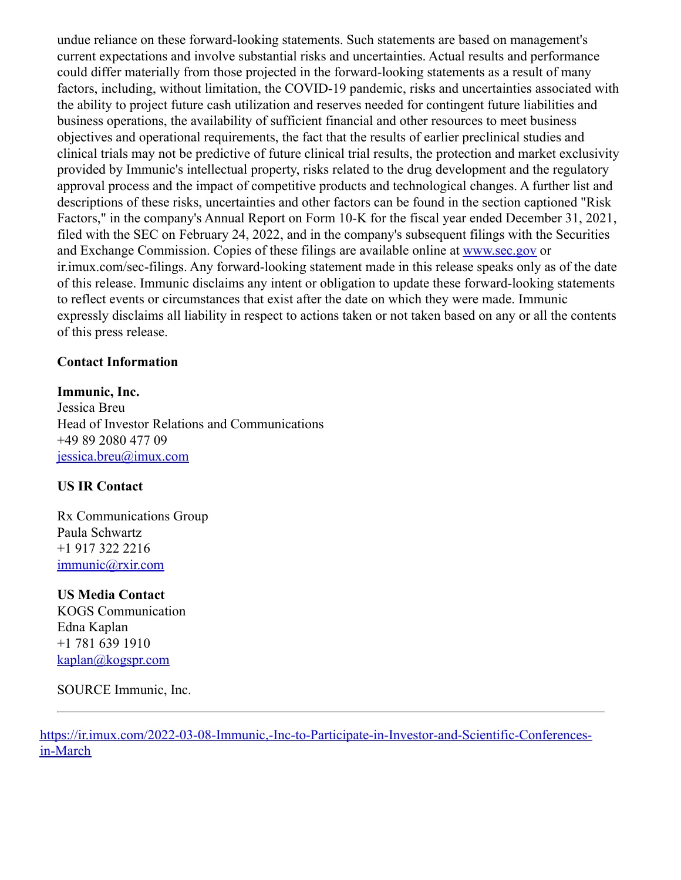undue reliance on these forward-looking statements. Such statements are based on management's current expectations and involve substantial risks and uncertainties. Actual results and performance could differ materially from those projected in the forward-looking statements as a result of many factors, including, without limitation, the COVID-19 pandemic, risks and uncertainties associated with the ability to project future cash utilization and reserves needed for contingent future liabilities and business operations, the availability of sufficient financial and other resources to meet business objectives and operational requirements, the fact that the results of earlier preclinical studies and clinical trials may not be predictive of future clinical trial results, the protection and market exclusivity provided by Immunic's intellectual property, risks related to the drug development and the regulatory approval process and the impact of competitive products and technological changes. A further list and descriptions of these risks, uncertainties and other factors can be found in the section captioned "Risk Factors," in the company's Annual Report on Form 10-K for the fiscal year ended December 31, 2021, filed with the SEC on February 24, 2022, and in the company's subsequent filings with the Securities and Exchange Commission. Copies of these filings are available online at [www.sec.gov](http://www.sec.gov) or ir.imux.com/sec-filings. Any forward-looking statement made in this release speaks only as of the date of this release. Immunic disclaims any intent or obligation to update these forward-looking statements to reflect events or circumstances that exist after the date on which they were made. Immunic expressly disclaims all liability in respect to actions taken or not taken based on any or all the contents of this press release.

**Contact Information**

**Immunic, Inc.**
Jessica Breu
Head of Investor Relations and Communications
+49 89 2080 477 09
[jessica.breu@imux.com](mailto:jessica.breu@imux.com)

**US IR Contact**

Rx Communications Group
Paula Schwartz
+1 917 322 2216
[immunic@rxir.com](mailto:immunic@rxir.com)

**US Media Contact**
KOGS Communication
Edna Kaplan
+1 781 639 1910
[kaplan@kogspr.com](mailto:kaplan@kogspr.com)

SOURCE Immunic, Inc.

---

[https://ir.imux.com/2022-03-08-Immunic,-Inc-to-Participate-in-Investor-and-Scientific-Conferences-in-March](https://ir.imux.com/2022-03-08-Immunic,-Inc-to-Participate-in-Investor-and-Scientific-Conferences-in-March)